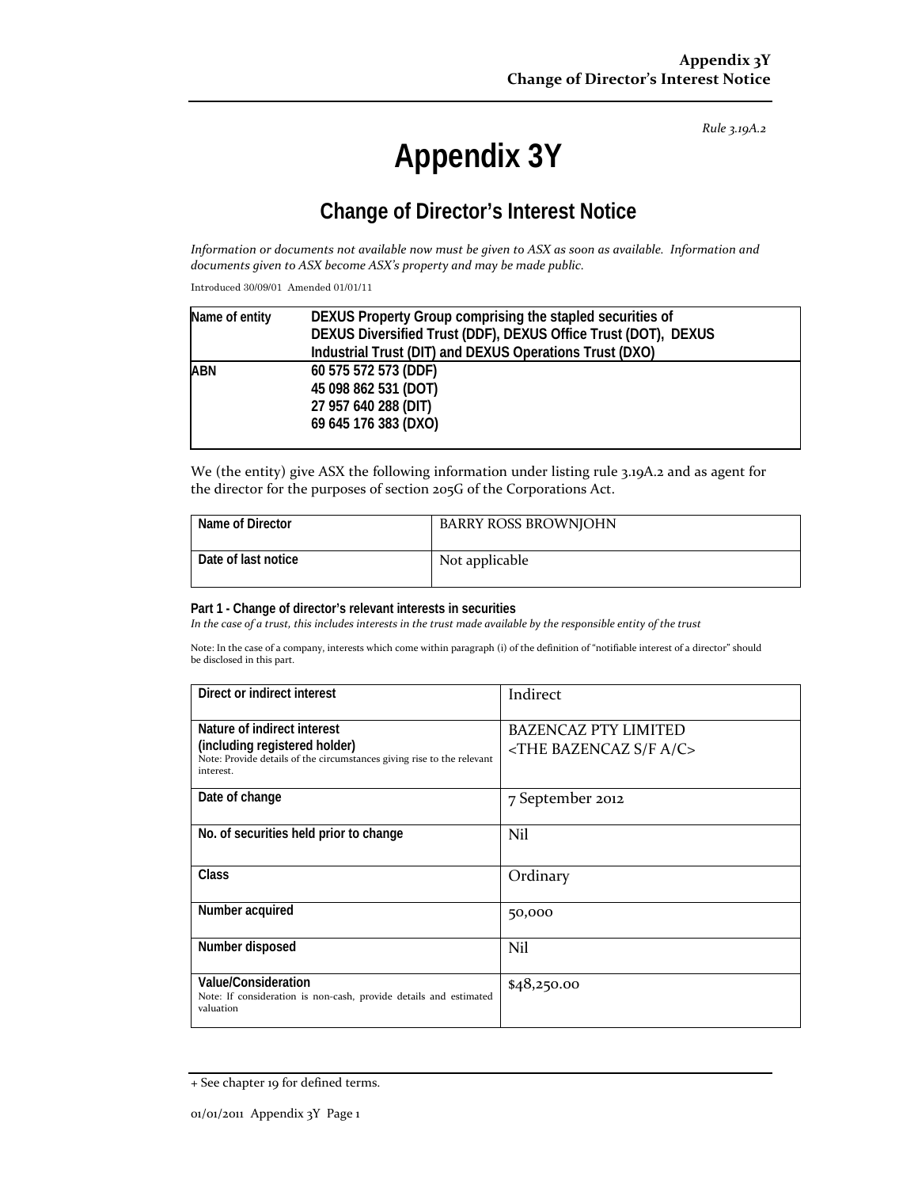*Rule 3.19A.2*

# Appendix 3Y

## Change of Director's Interest Notice

*Information or documents not available now must be given to ASX as soon as available. Information and documents given to ASX become ASX's property and may be made public.*

Introduced 30/09/01 Amended 01/01/11

| | |
|---|---|
| Name of entity | **DEXUS Property Group comprising the stapled securities of DEXUS Diversified Trust (DDF), DEXUS Office Trust (DOT), DEXUS Industrial Trust (DIT) and DEXUS Operations Trust (DXO)** |
| ABN | **60 575 572 573 (DDF)**<br>**45 098 862 531 (DOT)**<br>**27 957 640 288 (DIT)**<br>**69 645 176 383 (DXO)** |

We (the entity) give ASX the following information under listing rule 3.19A.2 and as agent for the director for the purposes of section 205G of the Corporations Act.

| | |
|---|---|
| Name of Director | BARRY ROSS BROWNJOHN |
| Date of last notice | Not applicable |

**Part 1 - Change of director's relevant interests in securities**

*In the case of a trust, this includes interests in the trust made available by the responsible entity of the trust*

Note: In the case of a company, interests which come within paragraph (i) of the definition of "notifiable interest of a director" should be disclosed in this part.

| | |
|---|---|
| Direct or indirect interest | Indirect |
| Nature of indirect interest (including registered holder)<br>Note: Provide details of the circumstances giving rise to the relevant interest. | BAZENCAZ PTY LIMITED<br><THE BAZENCAZ S/F A/C> |
| Date of change | 7 September 2012 |
| No. of securities held prior to change | Nil |
| Class | Ordinary |
| Number acquired | 50,000 |
| Number disposed | Nil |
| Value/Consideration<br>Note: If consideration is non-cash, provide details and estimated valuation | $48,250.00 |

+ See chapter 19 for defined terms.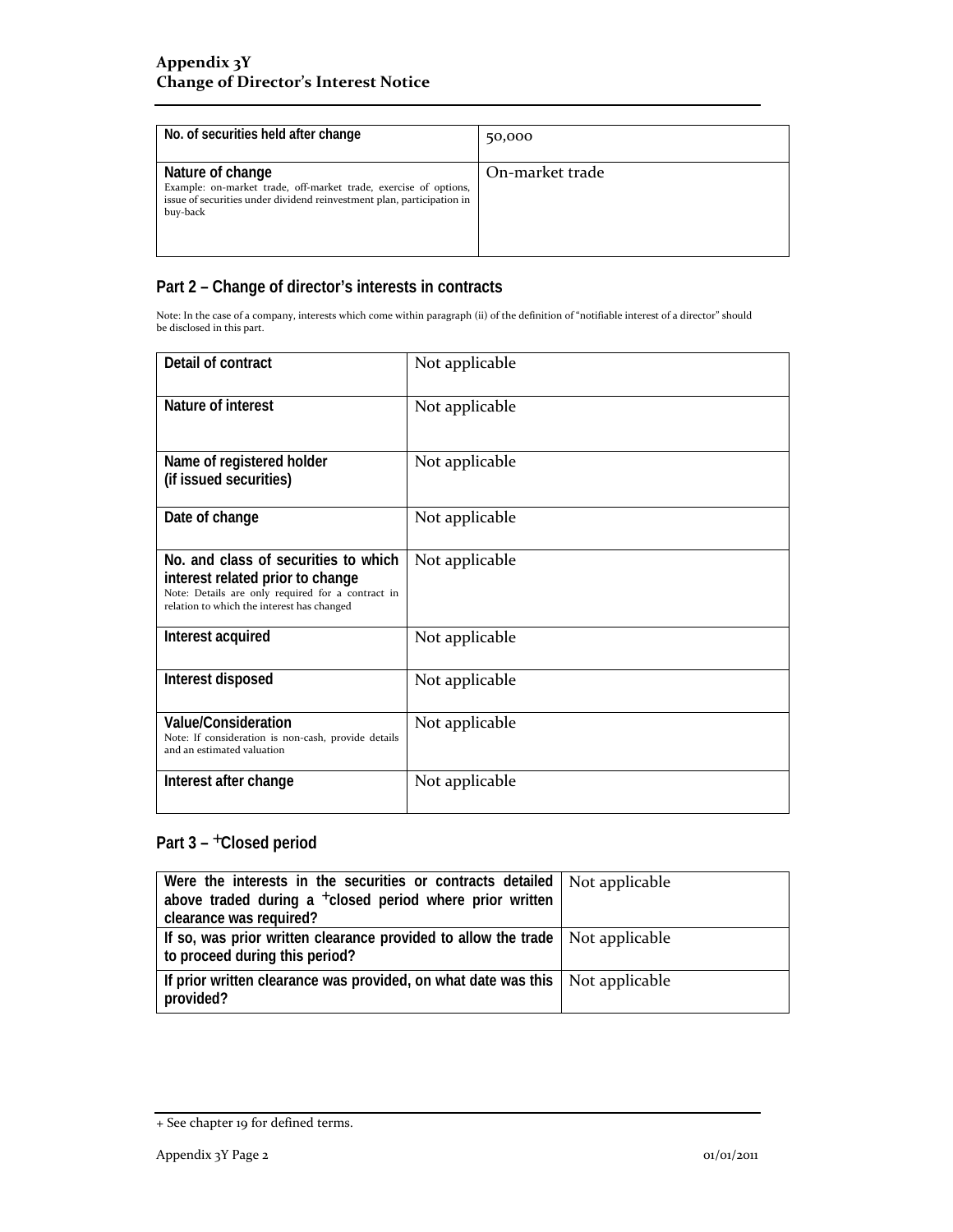| | |
|---|---|
| **No. of securities held after change** | 50,000 |
| **Nature of change**<br>Example: on-market trade, off-market trade, exercise of options, issue of securities under dividend reinvestment plan, participation in buy-back | On-market trade |

## Part 2 – Change of director's interests in contracts

Note: In the case of a company, interests which come within paragraph (ii) of the definition of "notifiable interest of a director" should be disclosed in this part.

| | |
|---|---|
| **Detail of contract** | Not applicable |
| **Nature of interest** | Not applicable |
| **Name of registered holder (if issued securities)** | Not applicable |
| **Date of change** | Not applicable |
| **No. and class of securities to which interest related prior to change**<br>Note: Details are only required for a contract in relation to which the interest has changed | Not applicable |
| **Interest acquired** | Not applicable |
| **Interest disposed** | Not applicable |
| **Value/Consideration**<br>Note: If consideration is non-cash, provide details and an estimated valuation | Not applicable |
| **Interest after change** | Not applicable |

## Part 3 – +Closed period

| | |
|---|---|
| **Were the interests in the securities or contracts detailed above traded during a +closed period where prior written clearance was required?** | Not applicable |
| **If so, was prior written clearance provided to allow the trade to proceed during this period?** | Not applicable |
| **If prior written clearance was provided, on what date was this provided?** | Not applicable |

+ See chapter 19 for defined terms.